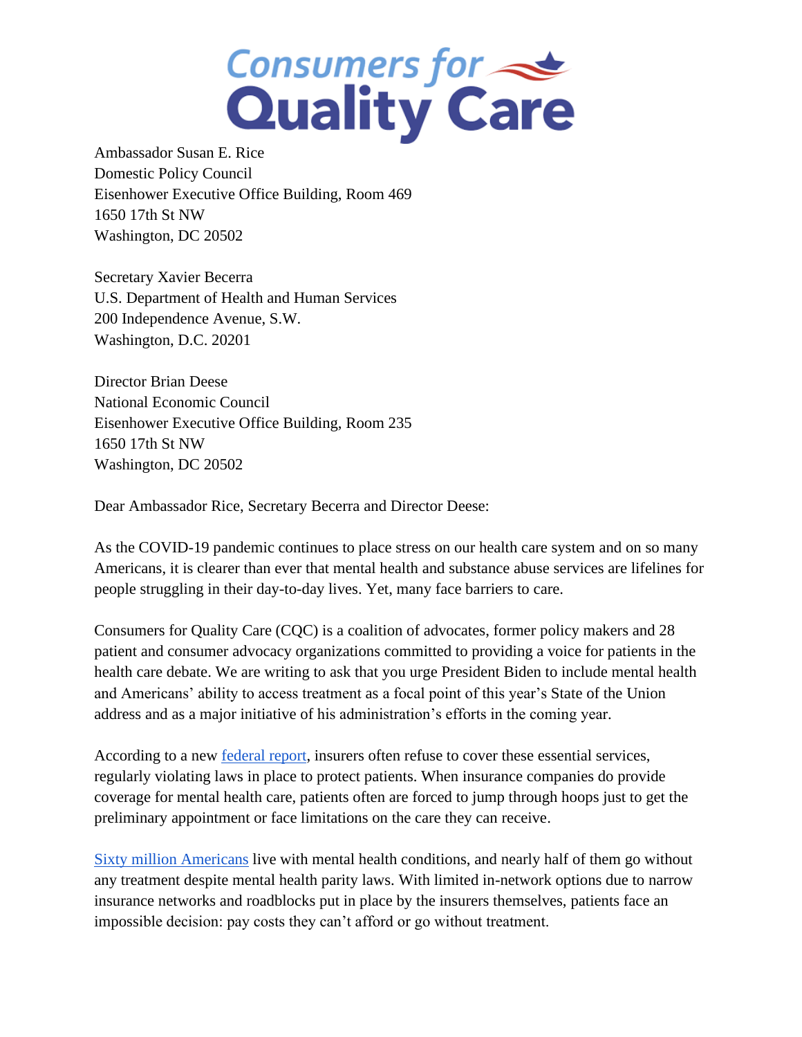Consumers for Quality Care

Ambassador Susan E. Rice
Domestic Policy Council
Eisenhower Executive Office Building, Room 469
1650 17th St NW
Washington, DC 20502

Secretary Xavier Becerra
U.S. Department of Health and Human Services
200 Independence Avenue, S.W.
Washington, D.C. 20201

Director Brian Deese
National Economic Council
Eisenhower Executive Office Building, Room 235
1650 17th St NW
Washington, DC 20502

Dear Ambassador Rice, Secretary Becerra and Director Deese:

As the COVID-19 pandemic continues to place stress on our health care system and on so many Americans, it is clearer than ever that mental health and substance abuse services are lifelines for people struggling in their day-to-day lives. Yet, many face barriers to care.

Consumers for Quality Care (CQC) is a coalition of advocates, former policy makers and 28 patient and consumer advocacy organizations committed to providing a voice for patients in the health care debate. We are writing to ask that you urge President Biden to include mental health and Americans' ability to access treatment as a focal point of this year's State of the Union address and as a major initiative of his administration's efforts in the coming year.

According to a new federal report, insurers often refuse to cover these essential services, regularly violating laws in place to protect patients. When insurance companies do provide coverage for mental health care, patients often are forced to jump through hoops just to get the preliminary appointment or face limitations on the care they can receive.

Sixty million Americans live with mental health conditions, and nearly half of them go without any treatment despite mental health parity laws. With limited in-network options due to narrow insurance networks and roadblocks put in place by the insurers themselves, patients face an impossible decision: pay costs they can't afford or go without treatment.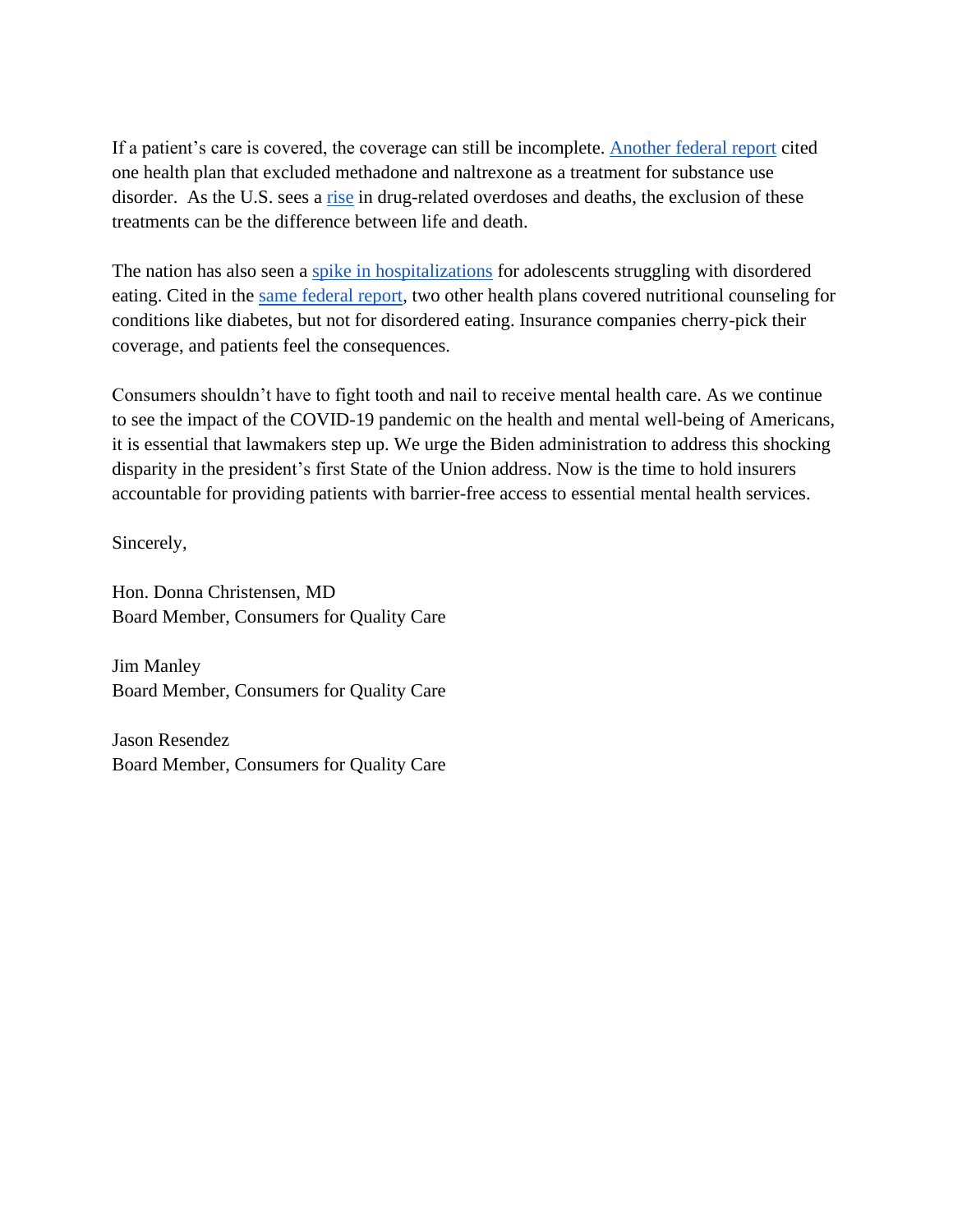If a patient's care is covered, the coverage can still be incomplete. Another federal report cited one health plan that excluded methadone and naltrexone as a treatment for substance use disorder. As the U.S. sees a rise in drug-related overdoses and deaths, the exclusion of these treatments can be the difference between life and death.

The nation has also seen a spike in hospitalizations for adolescents struggling with disordered eating. Cited in the same federal report, two other health plans covered nutritional counseling for conditions like diabetes, but not for disordered eating. Insurance companies cherry-pick their coverage, and patients feel the consequences.

Consumers shouldn't have to fight tooth and nail to receive mental health care. As we continue to see the impact of the COVID-19 pandemic on the health and mental well-being of Americans, it is essential that lawmakers step up. We urge the Biden administration to address this shocking disparity in the president's first State of the Union address. Now is the time to hold insurers accountable for providing patients with barrier-free access to essential mental health services.

Sincerely,

Hon. Donna Christensen, MD
Board Member, Consumers for Quality Care

Jim Manley
Board Member, Consumers for Quality Care

Jason Resendez
Board Member, Consumers for Quality Care